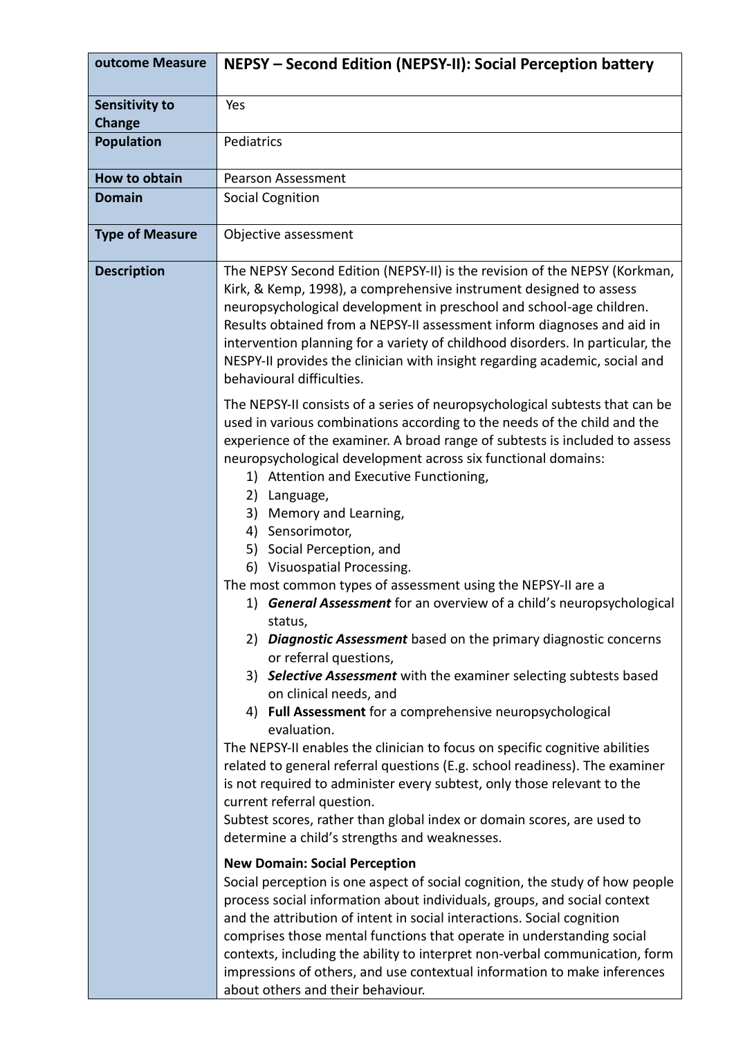| outcome Measure | NEPSY – Second Edition (NEPSY-II): Social Perception battery |
|---|---|
| Sensitivity to Change | Yes |
| Population | Pediatrics |
| How to obtain | Pearson Assessment |
| Domain | Social Cognition |
| Type of Measure | Objective assessment |
| Description | The NEPSY Second Edition (NEPSY-II) is the revision of the NEPSY (Korkman, Kirk, & Kemp, 1998), a comprehensive instrument designed to assess neuropsychological development in preschool and school-age children. Results obtained from a NEPSY-II assessment inform diagnoses and aid in intervention planning for a variety of childhood disorders. In particular, the NESPY-II provides the clinician with insight regarding academic, social and behavioural difficulties.<br><br>The NEPSY-II consists of a series of neuropsychological subtests that can be used in various combinations according to the needs of the child and the experience of the examiner. A broad range of subtests is included to assess neuropsychological development across six functional domains:<br>1) Attention and Executive Functioning,<br>2) Language,<br>3) Memory and Learning,<br>4) Sensorimotor,<br>5) Social Perception, and<br>6) Visuospatial Processing.<br>The most common types of assessment using the NEPSY-II are a<br>1) ***General Assessment*** for an overview of a child's neuropsychological status,<br>2) ***Diagnostic Assessment*** based on the primary diagnostic concerns or referral questions,<br>3) ***Selective Assessment*** with the examiner selecting subtests based on clinical needs, and<br>4) **Full Assessment** for a comprehensive neuropsychological evaluation.<br>The NEPSY-II enables the clinician to focus on specific cognitive abilities related to general referral questions (E.g. school readiness). The examiner is not required to administer every subtest, only those relevant to the current referral question.<br>Subtest scores, rather than global index or domain scores, are used to determine a child's strengths and weaknesses.<br><br>**New Domain: Social Perception**<br>Social perception is one aspect of social cognition, the study of how people process social information about individuals, groups, and social context and the attribution of intent in social interactions. Social cognition comprises those mental functions that operate in understanding social contexts, including the ability to interpret non-verbal communication, form impressions of others, and use contextual information to make inferences about others and their behaviour. |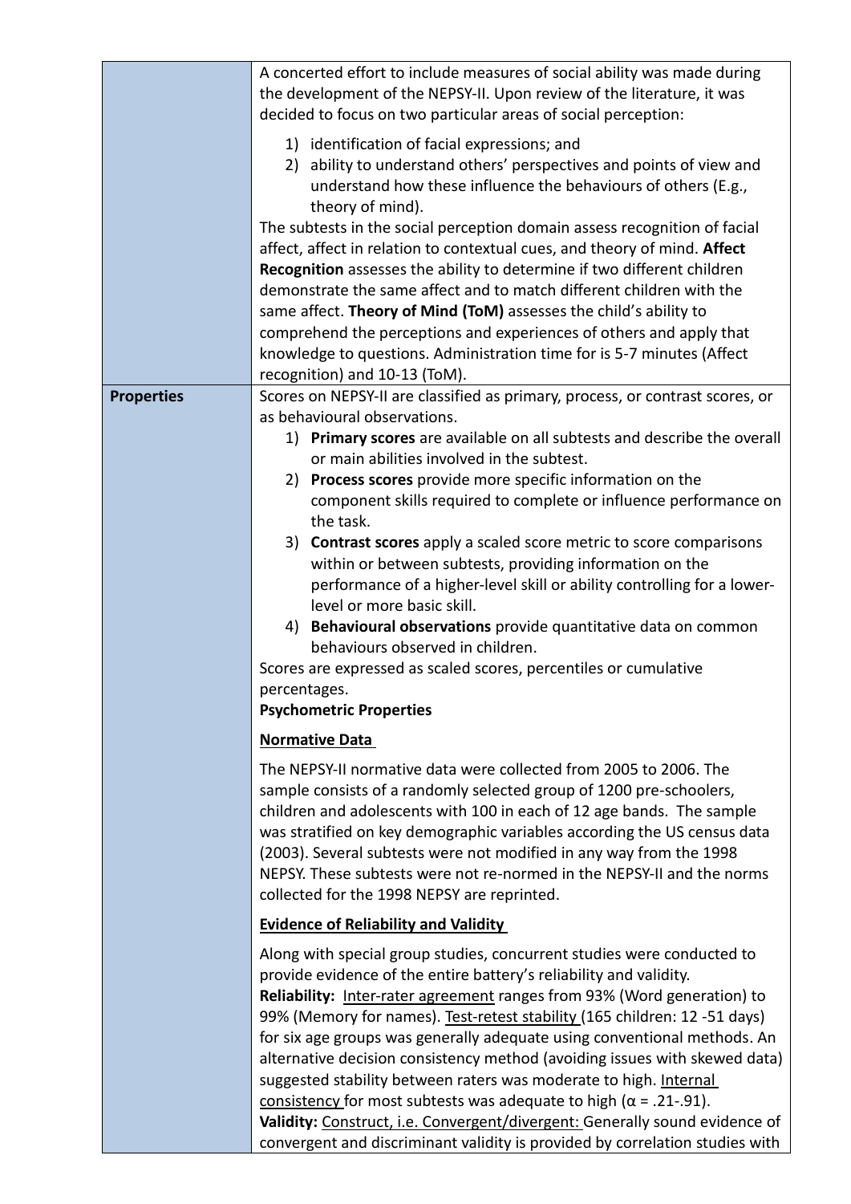| | |
|---|---|
| | A concerted effort to include measures of social ability was made during the development of the NEPSY-II. Upon review of the literature, it was decided to focus on two particular areas of social perception:<br><br>1) identification of facial expressions; and<br>2) ability to understand others' perspectives and points of view and understand how these influence the behaviours of others (E.g., theory of mind).<br><br>The subtests in the social perception domain assess recognition of facial affect, affect in relation to contextual cues, and theory of mind. **Affect Recognition** assesses the ability to determine if two different children demonstrate the same affect and to match different children with the same affect. **Theory of Mind (ToM)** assesses the child's ability to comprehend the perceptions and experiences of others and apply that knowledge to questions. Administration time for is 5-7 minutes (Affect recognition) and 10-13 (ToM). |
| **Properties** | Scores on NEPSY-II are classified as primary, process, or contrast scores, or as behavioural observations.<br><br>1) **Primary scores** are available on all subtests and describe the overall or main abilities involved in the subtest.<br>2) **Process scores** provide more specific information on the component skills required to complete or influence performance on the task.<br>3) **Contrast scores** apply a scaled score metric to score comparisons within or between subtests, providing information on the performance of a higher-level skill or ability controlling for a lower-level or more basic skill.<br>4) **Behavioural observations** provide quantitative data on common behaviours observed in children.<br><br>Scores are expressed as scaled scores, percentiles or cumulative percentages.<br><br>**Psychometric Properties**<br><br>**Normative Data**<br><br>The NEPSY-II normative data were collected from 2005 to 2006. The sample consists of a randomly selected group of 1200 pre-schoolers, children and adolescents with 100 in each of 12 age bands. The sample was stratified on key demographic variables according the US census data (2003). Several subtests were not modified in any way from the 1998 NEPSY. These subtests were not re-normed in the NEPSY-II and the norms collected for the 1998 NEPSY are reprinted.<br><br>**Evidence of Reliability and Validity**<br><br>Along with special group studies, concurrent studies were conducted to provide evidence of the entire battery's reliability and validity.<br>**Reliability:** Inter-rater agreement ranges from 93% (Word generation) to 99% (Memory for names). Test-retest stability (165 children: 12 -51 days) for six age groups was generally adequate using conventional methods. An alternative decision consistency method (avoiding issues with skewed data) suggested stability between raters was moderate to high. Internal consistency for most subtests was adequate to high (α = .21-.91).<br>**Validity:** Construct, i.e. Convergent/divergent: Generally sound evidence of convergent and discriminant validity is provided by correlation studies with |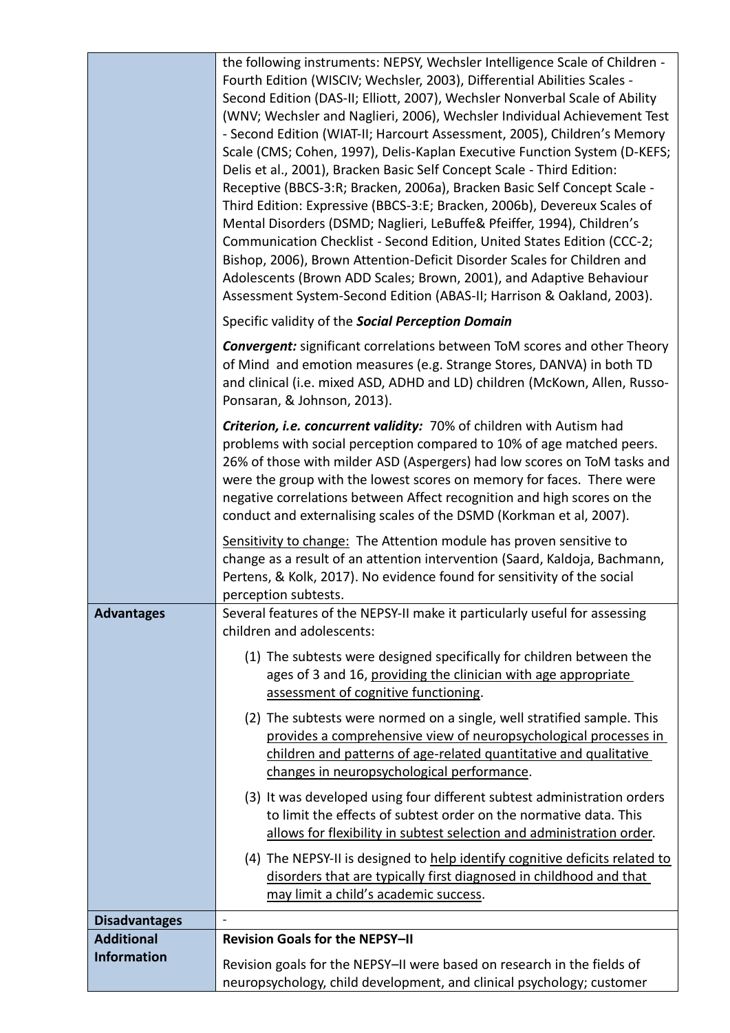| | |
|---|---|
| | the following instruments: NEPSY, Wechsler Intelligence Scale of Children - Fourth Edition (WISCIV; Wechsler, 2003), Differential Abilities Scales - Second Edition (DAS-II; Elliott, 2007), Wechsler Nonverbal Scale of Ability (WNV; Wechsler and Naglieri, 2006), Wechsler Individual Achievement Test - Second Edition (WIAT-II; Harcourt Assessment, 2005), Children's Memory Scale (CMS; Cohen, 1997), Delis-Kaplan Executive Function System (D-KEFS; Delis et al., 2001), Bracken Basic Self Concept Scale - Third Edition: Receptive (BBCS-3:R; Bracken, 2006a), Bracken Basic Self Concept Scale - Third Edition: Expressive (BBCS-3:E; Bracken, 2006b), Devereux Scales of Mental Disorders (DSMD; Naglieri, LeBuffe& Pfeiffer, 1994), Children's Communication Checklist - Second Edition, United States Edition (CCC-2; Bishop, 2006), Brown Attention-Deficit Disorder Scales for Children and Adolescents (Brown ADD Scales; Brown, 2001), and Adaptive Behaviour Assessment System-Second Edition (ABAS-II; Harrison & Oakland, 2003).<br><br>Specific validity of the ***Social Perception Domain***<br><br>***Convergent:*** significant correlations between ToM scores and other Theory of Mind and emotion measures (e.g. Strange Stores, DANVA) in both TD and clinical (i.e. mixed ASD, ADHD and LD) children (McKown, Allen, Russo-Ponsaran, & Johnson, 2013).<br><br>***Criterion, i.e. concurrent validity:*** 70% of children with Autism had problems with social perception compared to 10% of age matched peers. 26% of those with milder ASD (Aspergers) had low scores on ToM tasks and were the group with the lowest scores on memory for faces. There were negative correlations between Affect recognition and high scores on the conduct and externalising scales of the DSMD (Korkman et al, 2007).<br><br><u>Sensitivity to change:</u> The Attention module has proven sensitive to change as a result of an attention intervention (Saard, Kaldoja, Bachmann, Pertens, & Kolk, 2017). No evidence found for sensitivity of the social perception subtests. |
| **Advantages** | Several features of the NEPSY-II make it particularly useful for assessing children and adolescents:<br><br>(1) The subtests were designed specifically for children between the ages of 3 and 16, <u>providing the clinician with age appropriate assessment of cognitive functioning</u>.<br><br>(2) The subtests were normed on a single, well stratified sample. This <u>provides a comprehensive view of neuropsychological processes in children and patterns of age-related quantitative and qualitative changes in neuropsychological performance</u>.<br><br>(3) It was developed using four different subtest administration orders to limit the effects of subtest order on the normative data. This <u>allows for flexibility in subtest selection and administration order</u>.<br><br>(4) The NEPSY-II is designed to <u>help identify cognitive deficits related to disorders that are typically first diagnosed in childhood and that may limit a child's academic success</u>. |
| **Disadvantages** | - |
| **Additional Information** | **Revision Goals for the NEPSY–II**<br><br>Revision goals for the NEPSY–II were based on research in the fields of neuropsychology, child development, and clinical psychology; customer |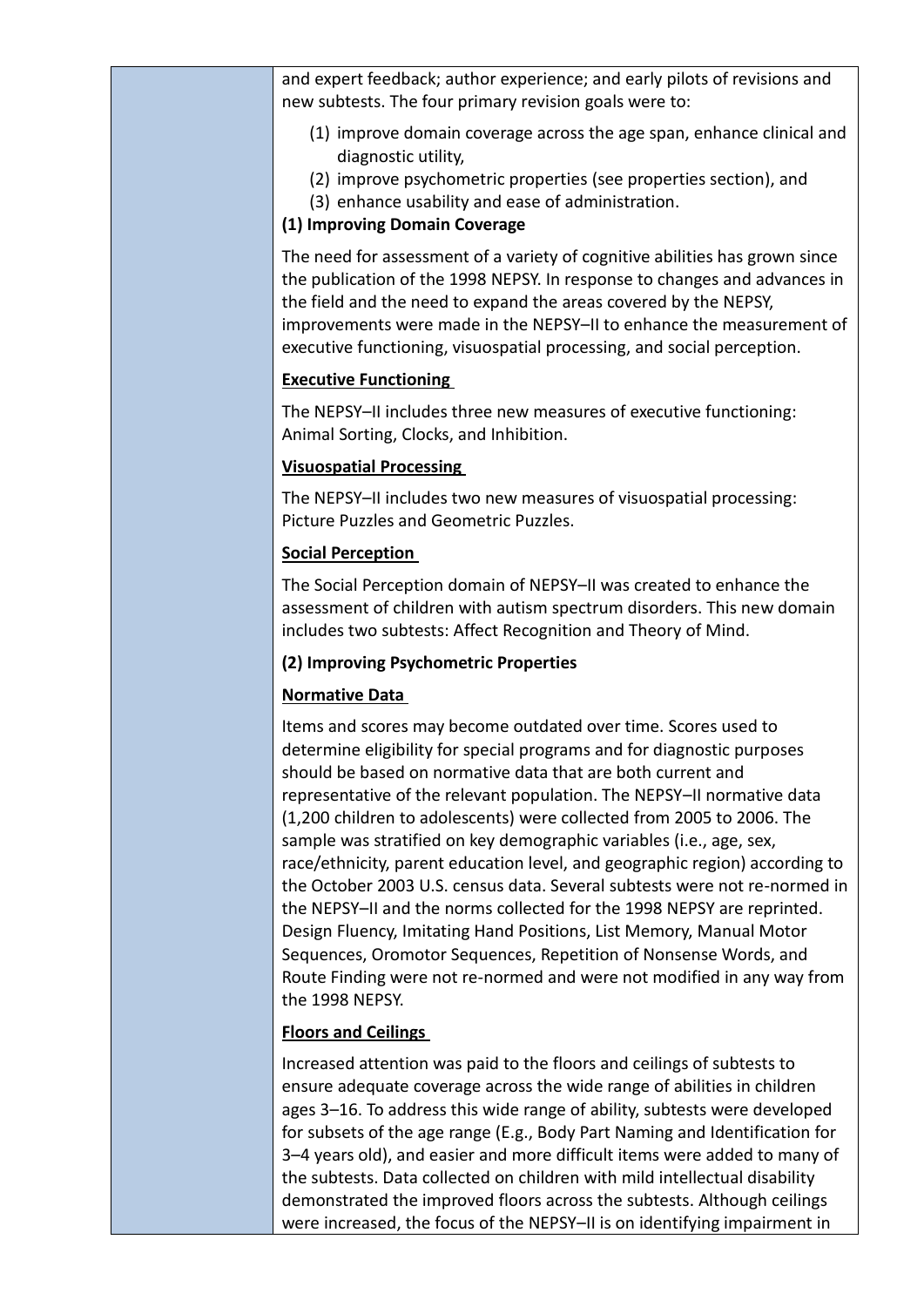and expert feedback; author experience; and early pilots of revisions and new subtests. The four primary revision goals were to:

(1) improve domain coverage across the age span, enhance clinical and diagnostic utility,
(2) improve psychometric properties (see properties section), and
(3) enhance usability and ease of administration.

**(1) Improving Domain Coverage**

The need for assessment of a variety of cognitive abilities has grown since the publication of the 1998 NEPSY. In response to changes and advances in the field and the need to expand the areas covered by the NEPSY, improvements were made in the NEPSY–II to enhance the measurement of executive functioning, visuospatial processing, and social perception.

**Executive Functioning**

The NEPSY–II includes three new measures of executive functioning: Animal Sorting, Clocks, and Inhibition.

**Visuospatial Processing**

The NEPSY–II includes two new measures of visuospatial processing: Picture Puzzles and Geometric Puzzles.

**Social Perception**

The Social Perception domain of NEPSY–II was created to enhance the assessment of children with autism spectrum disorders. This new domain includes two subtests: Affect Recognition and Theory of Mind.

**(2) Improving Psychometric Properties**

**Normative Data**

Items and scores may become outdated over time. Scores used to determine eligibility for special programs and for diagnostic purposes should be based on normative data that are both current and representative of the relevant population. The NEPSY–II normative data (1,200 children to adolescents) were collected from 2005 to 2006. The sample was stratified on key demographic variables (i.e., age, sex, race/ethnicity, parent education level, and geographic region) according to the October 2003 U.S. census data. Several subtests were not re-normed in the NEPSY–II and the norms collected for the 1998 NEPSY are reprinted. Design Fluency, Imitating Hand Positions, List Memory, Manual Motor Sequences, Oromotor Sequences, Repetition of Nonsense Words, and Route Finding were not re-normed and were not modified in any way from the 1998 NEPSY.

**Floors and Ceilings**

Increased attention was paid to the floors and ceilings of subtests to ensure adequate coverage across the wide range of abilities in children ages 3–16. To address this wide range of ability, subtests were developed for subsets of the age range (E.g., Body Part Naming and Identification for 3–4 years old), and easier and more difficult items were added to many of the subtests. Data collected on children with mild intellectual disability demonstrated the improved floors across the subtests. Although ceilings were increased, the focus of the NEPSY–II is on identifying impairment in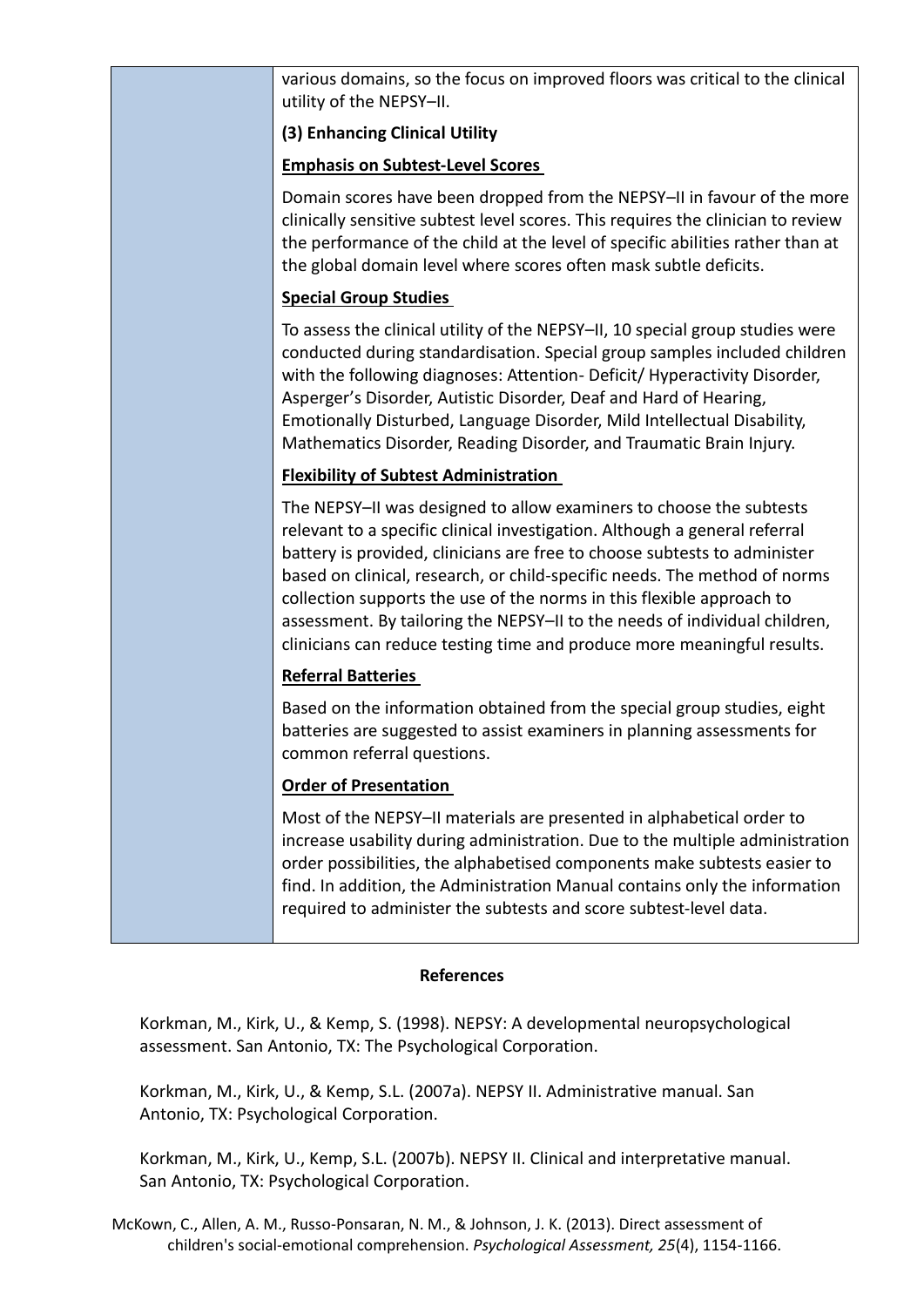various domains, so the focus on improved floors was critical to the clinical utility of the NEPSY–II.

**(3) Enhancing Clinical Utility**

**Emphasis on Subtest-Level Scores**

Domain scores have been dropped from the NEPSY–II in favour of the more clinically sensitive subtest level scores. This requires the clinician to review the performance of the child at the level of specific abilities rather than at the global domain level where scores often mask subtle deficits.

**Special Group Studies**

To assess the clinical utility of the NEPSY–II, 10 special group studies were conducted during standardisation. Special group samples included children with the following diagnoses: Attention- Deficit/ Hyperactivity Disorder, Asperger's Disorder, Autistic Disorder, Deaf and Hard of Hearing, Emotionally Disturbed, Language Disorder, Mild Intellectual Disability, Mathematics Disorder, Reading Disorder, and Traumatic Brain Injury.

**Flexibility of Subtest Administration**

The NEPSY–II was designed to allow examiners to choose the subtests relevant to a specific clinical investigation. Although a general referral battery is provided, clinicians are free to choose subtests to administer based on clinical, research, or child-specific needs. The method of norms collection supports the use of the norms in this flexible approach to assessment. By tailoring the NEPSY–II to the needs of individual children, clinicians can reduce testing time and produce more meaningful results.

**Referral Batteries**

Based on the information obtained from the special group studies, eight batteries are suggested to assist examiners in planning assessments for common referral questions.

**Order of Presentation**

Most of the NEPSY–II materials are presented in alphabetical order to increase usability during administration. Due to the multiple administration order possibilities, the alphabetised components make subtests easier to find. In addition, the Administration Manual contains only the information required to administer the subtests and score subtest-level data.

## References

Korkman, M., Kirk, U., & Kemp, S. (1998). NEPSY: A developmental neuropsychological assessment. San Antonio, TX: The Psychological Corporation.

Korkman, M., Kirk, U., & Kemp, S.L. (2007a). NEPSY II. Administrative manual. San Antonio, TX: Psychological Corporation.

Korkman, M., Kirk, U., Kemp, S.L. (2007b). NEPSY II. Clinical and interpretative manual. San Antonio, TX: Psychological Corporation.

McKown, C., Allen, A. M., Russo-Ponsaran, N. M., & Johnson, J. K. (2013). Direct assessment of children's social-emotional comprehension. *Psychological Assessment, 25*(4), 1154-1166.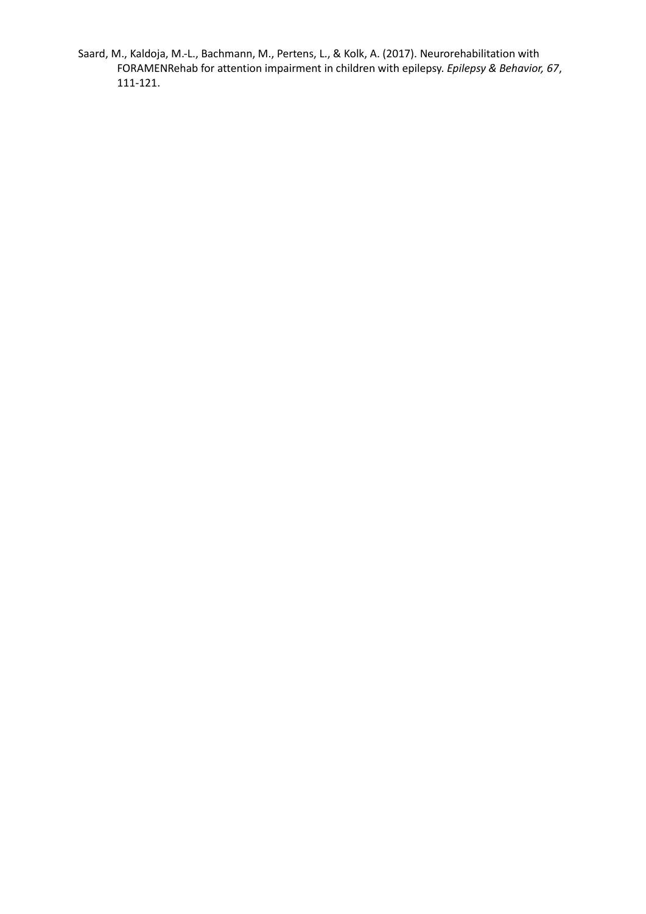Saard, M., Kaldoja, M.-L., Bachmann, M., Pertens, L., & Kolk, A. (2017). Neurorehabilitation with FORAMENRehab for attention impairment in children with epilepsy. *Epilepsy & Behavior, 67*, 111-121.